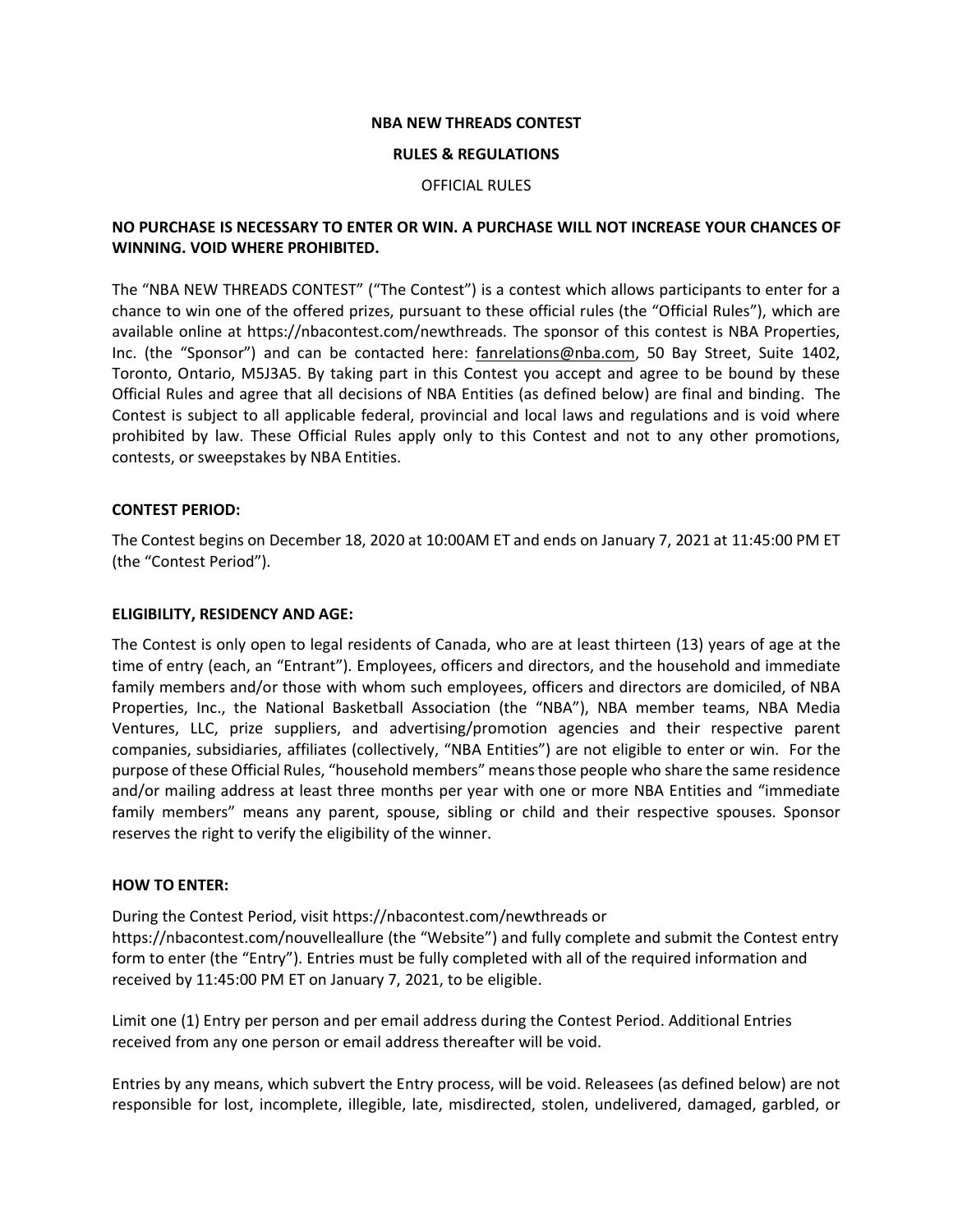**NBA NEW THREADS CONTEST**

**RULES & REGULATIONS**

OFFICIAL RULES

**NO PURCHASE IS NECESSARY TO ENTER OR WIN. A PURCHASE WILL NOT INCREASE YOUR CHANCES OF WINNING. VOID WHERE PROHIBITED.**

The "NBA NEW THREADS CONTEST" ("The Contest") is a contest which allows participants to enter for a chance to win one of the offered prizes, pursuant to these official rules (the "Official Rules"), which are available online at https://nbacontest.com/newthreads. The sponsor of this contest is NBA Properties, Inc. (the "Sponsor") and can be contacted here: fanrelations@nba.com, 50 Bay Street, Suite 1402, Toronto, Ontario, M5J3A5. By taking part in this Contest you accept and agree to be bound by these Official Rules and agree that all decisions of NBA Entities (as defined below) are final and binding. The Contest is subject to all applicable federal, provincial and local laws and regulations and is void where prohibited by law. These Official Rules apply only to this Contest and not to any other promotions, contests, or sweepstakes by NBA Entities.

**CONTEST PERIOD:**

The Contest begins on December 18, 2020 at 10:00AM ET and ends on January 7, 2021 at 11:45:00 PM ET (the "Contest Period").

**ELIGIBILITY, RESIDENCY AND AGE:**

The Contest is only open to legal residents of Canada, who are at least thirteen (13) years of age at the time of entry (each, an "Entrant"). Employees, officers and directors, and the household and immediate family members and/or those with whom such employees, officers and directors are domiciled, of NBA Properties, Inc., the National Basketball Association (the "NBA"), NBA member teams, NBA Media Ventures, LLC, prize suppliers, and advertising/promotion agencies and their respective parent companies, subsidiaries, affiliates (collectively, "NBA Entities") are not eligible to enter or win. For the purpose of these Official Rules, "household members" means those people who share the same residence and/or mailing address at least three months per year with one or more NBA Entities and "immediate family members" means any parent, spouse, sibling or child and their respective spouses. Sponsor reserves the right to verify the eligibility of the winner.

**HOW TO ENTER:**

During the Contest Period, visit https://nbacontest.com/newthreads or https://nbacontest.com/nouvelleallure (the "Website") and fully complete and submit the Contest entry form to enter (the "Entry"). Entries must be fully completed with all of the required information and received by 11:45:00 PM ET on January 7, 2021, to be eligible.

Limit one (1) Entry per person and per email address during the Contest Period. Additional Entries received from any one person or email address thereafter will be void.

Entries by any means, which subvert the Entry process, will be void. Releasees (as defined below) are not responsible for lost, incomplete, illegible, late, misdirected, stolen, undelivered, damaged, garbled, or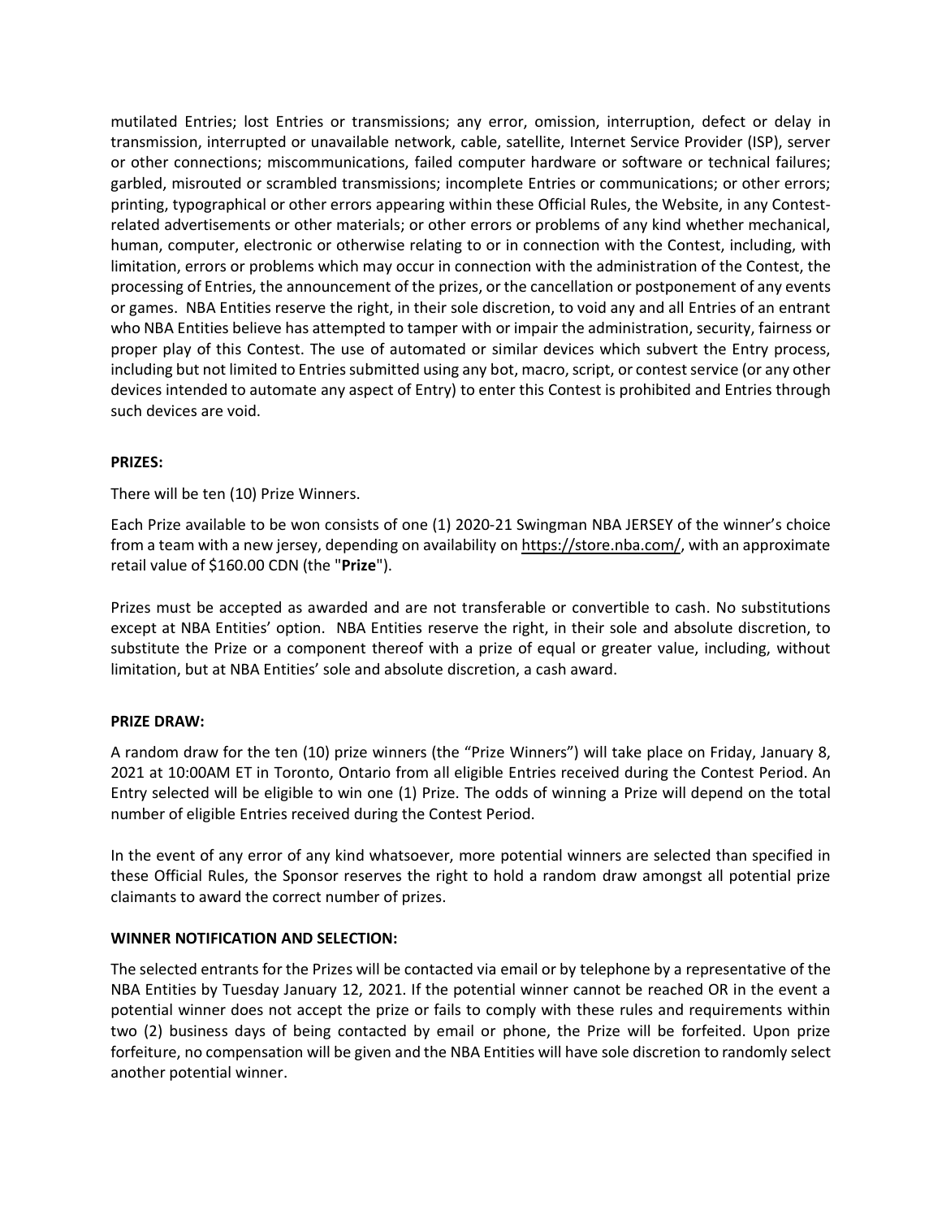mutilated Entries; lost Entries or transmissions; any error, omission, interruption, defect or delay in transmission, interrupted or unavailable network, cable, satellite, Internet Service Provider (ISP), server or other connections; miscommunications, failed computer hardware or software or technical failures; garbled, misrouted or scrambled transmissions; incomplete Entries or communications; or other errors; printing, typographical or other errors appearing within these Official Rules, the Website, in any Contest-related advertisements or other materials; or other errors or problems of any kind whether mechanical, human, computer, electronic or otherwise relating to or in connection with the Contest, including, with limitation, errors or problems which may occur in connection with the administration of the Contest, the processing of Entries, the announcement of the prizes, or the cancellation or postponement of any events or games. NBA Entities reserve the right, in their sole discretion, to void any and all Entries of an entrant who NBA Entities believe has attempted to tamper with or impair the administration, security, fairness or proper play of this Contest. The use of automated or similar devices which subvert the Entry process, including but not limited to Entries submitted using any bot, macro, script, or contest service (or any other devices intended to automate any aspect of Entry) to enter this Contest is prohibited and Entries through such devices are void.

**PRIZES:**

There will be ten (10) Prize Winners.

Each Prize available to be won consists of one (1) 2020-21 Swingman NBA JERSEY of the winner's choice from a team with a new jersey, depending on availability on https://store.nba.com/, with an approximate retail value of $160.00 CDN (the "**Prize**").

Prizes must be accepted as awarded and are not transferable or convertible to cash. No substitutions except at NBA Entities' option. NBA Entities reserve the right, in their sole and absolute discretion, to substitute the Prize or a component thereof with a prize of equal or greater value, including, without limitation, but at NBA Entities' sole and absolute discretion, a cash award.

**PRIZE DRAW:**

A random draw for the ten (10) prize winners (the "Prize Winners") will take place on Friday, January 8, 2021 at 10:00AM ET in Toronto, Ontario from all eligible Entries received during the Contest Period. An Entry selected will be eligible to win one (1) Prize. The odds of winning a Prize will depend on the total number of eligible Entries received during the Contest Period.

In the event of any error of any kind whatsoever, more potential winners are selected than specified in these Official Rules, the Sponsor reserves the right to hold a random draw amongst all potential prize claimants to award the correct number of prizes.

**WINNER NOTIFICATION AND SELECTION:**

The selected entrants for the Prizes will be contacted via email or by telephone by a representative of the NBA Entities by Tuesday January 12, 2021. If the potential winner cannot be reached OR in the event a potential winner does not accept the prize or fails to comply with these rules and requirements within two (2) business days of being contacted by email or phone, the Prize will be forfeited. Upon prize forfeiture, no compensation will be given and the NBA Entities will have sole discretion to randomly select another potential winner.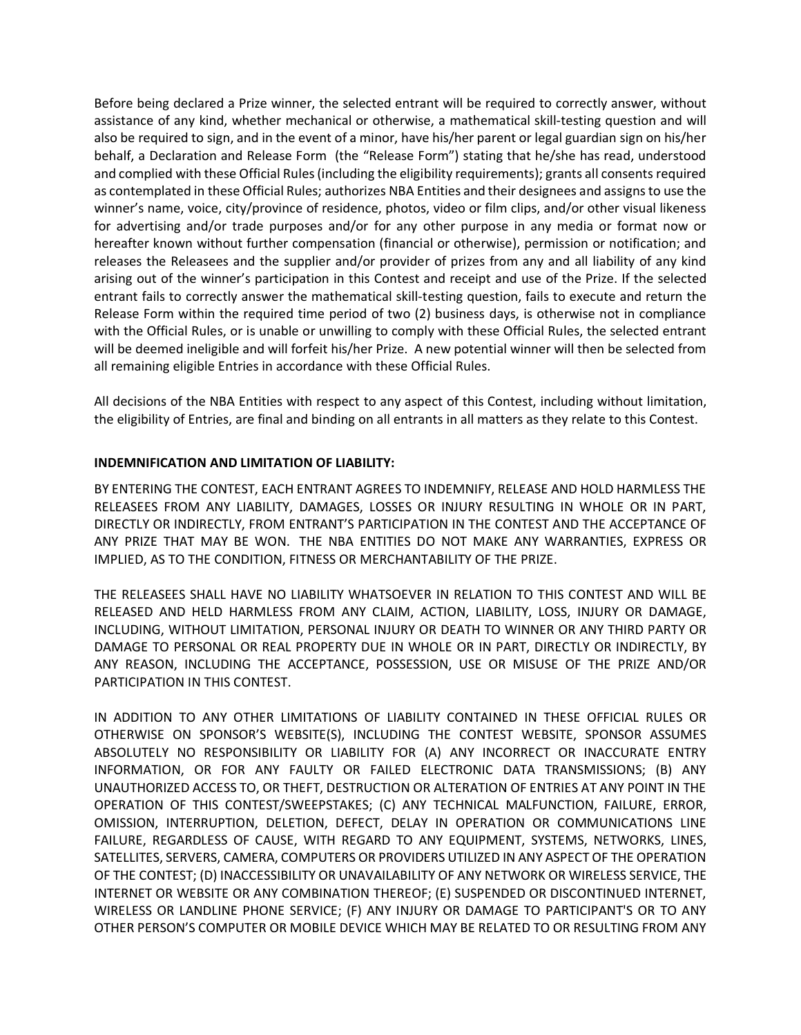Before being declared a Prize winner, the selected entrant will be required to correctly answer, without assistance of any kind, whether mechanical or otherwise, a mathematical skill-testing question and will also be required to sign, and in the event of a minor, have his/her parent or legal guardian sign on his/her behalf, a Declaration and Release Form (the "Release Form") stating that he/she has read, understood and complied with these Official Rules (including the eligibility requirements); grants all consents required as contemplated in these Official Rules; authorizes NBA Entities and their designees and assigns to use the winner's name, voice, city/province of residence, photos, video or film clips, and/or other visual likeness for advertising and/or trade purposes and/or for any other purpose in any media or format now or hereafter known without further compensation (financial or otherwise), permission or notification; and releases the Releasees and the supplier and/or provider of prizes from any and all liability of any kind arising out of the winner's participation in this Contest and receipt and use of the Prize. If the selected entrant fails to correctly answer the mathematical skill-testing question, fails to execute and return the Release Form within the required time period of two (2) business days, is otherwise not in compliance with the Official Rules, or is unable or unwilling to comply with these Official Rules, the selected entrant will be deemed ineligible and will forfeit his/her Prize. A new potential winner will then be selected from all remaining eligible Entries in accordance with these Official Rules.

All decisions of the NBA Entities with respect to any aspect of this Contest, including without limitation, the eligibility of Entries, are final and binding on all entrants in all matters as they relate to this Contest.

**INDEMNIFICATION AND LIMITATION OF LIABILITY:**

BY ENTERING THE CONTEST, EACH ENTRANT AGREES TO INDEMNIFY, RELEASE AND HOLD HARMLESS THE RELEASEES FROM ANY LIABILITY, DAMAGES, LOSSES OR INJURY RESULTING IN WHOLE OR IN PART, DIRECTLY OR INDIRECTLY, FROM ENTRANT'S PARTICIPATION IN THE CONTEST AND THE ACCEPTANCE OF ANY PRIZE THAT MAY BE WON. THE NBA ENTITIES DO NOT MAKE ANY WARRANTIES, EXPRESS OR IMPLIED, AS TO THE CONDITION, FITNESS OR MERCHANTABILITY OF THE PRIZE.

THE RELEASEES SHALL HAVE NO LIABILITY WHATSOEVER IN RELATION TO THIS CONTEST AND WILL BE RELEASED AND HELD HARMLESS FROM ANY CLAIM, ACTION, LIABILITY, LOSS, INJURY OR DAMAGE, INCLUDING, WITHOUT LIMITATION, PERSONAL INJURY OR DEATH TO WINNER OR ANY THIRD PARTY OR DAMAGE TO PERSONAL OR REAL PROPERTY DUE IN WHOLE OR IN PART, DIRECTLY OR INDIRECTLY, BY ANY REASON, INCLUDING THE ACCEPTANCE, POSSESSION, USE OR MISUSE OF THE PRIZE AND/OR PARTICIPATION IN THIS CONTEST.

IN ADDITION TO ANY OTHER LIMITATIONS OF LIABILITY CONTAINED IN THESE OFFICIAL RULES OR OTHERWISE ON SPONSOR'S WEBSITE(S), INCLUDING THE CONTEST WEBSITE, SPONSOR ASSUMES ABSOLUTELY NO RESPONSIBILITY OR LIABILITY FOR (A) ANY INCORRECT OR INACCURATE ENTRY INFORMATION, OR FOR ANY FAULTY OR FAILED ELECTRONIC DATA TRANSMISSIONS; (B) ANY UNAUTHORIZED ACCESS TO, OR THEFT, DESTRUCTION OR ALTERATION OF ENTRIES AT ANY POINT IN THE OPERATION OF THIS CONTEST/SWEEPSTAKES; (C) ANY TECHNICAL MALFUNCTION, FAILURE, ERROR, OMISSION, INTERRUPTION, DELETION, DEFECT, DELAY IN OPERATION OR COMMUNICATIONS LINE FAILURE, REGARDLESS OF CAUSE, WITH REGARD TO ANY EQUIPMENT, SYSTEMS, NETWORKS, LINES, SATELLITES, SERVERS, CAMERA, COMPUTERS OR PROVIDERS UTILIZED IN ANY ASPECT OF THE OPERATION OF THE CONTEST; (D) INACCESSIBILITY OR UNAVAILABILITY OF ANY NETWORK OR WIRELESS SERVICE, THE INTERNET OR WEBSITE OR ANY COMBINATION THEREOF; (E) SUSPENDED OR DISCONTINUED INTERNET, WIRELESS OR LANDLINE PHONE SERVICE; (F) ANY INJURY OR DAMAGE TO PARTICIPANT'S OR TO ANY OTHER PERSON'S COMPUTER OR MOBILE DEVICE WHICH MAY BE RELATED TO OR RESULTING FROM ANY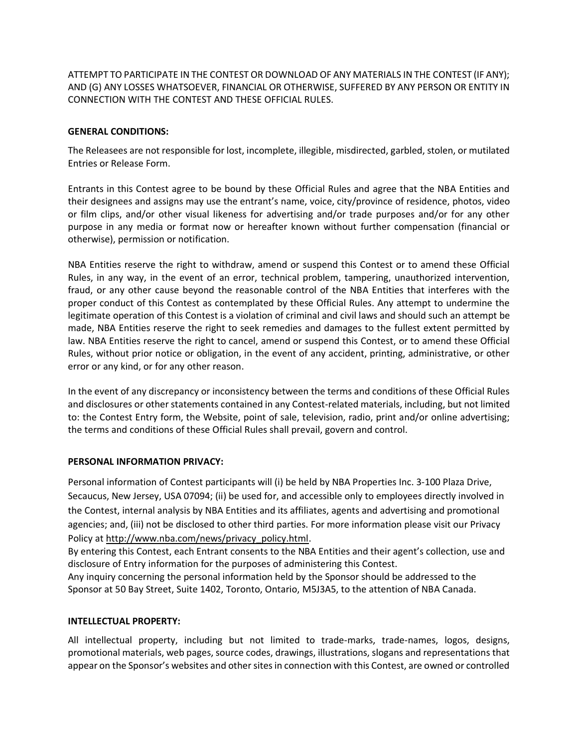ATTEMPT TO PARTICIPATE IN THE CONTEST OR DOWNLOAD OF ANY MATERIALS IN THE CONTEST (IF ANY); AND (G) ANY LOSSES WHATSOEVER, FINANCIAL OR OTHERWISE, SUFFERED BY ANY PERSON OR ENTITY IN CONNECTION WITH THE CONTEST AND THESE OFFICIAL RULES.

**GENERAL CONDITIONS:**

The Releasees are not responsible for lost, incomplete, illegible, misdirected, garbled, stolen, or mutilated Entries or Release Form.

Entrants in this Contest agree to be bound by these Official Rules and agree that the NBA Entities and their designees and assigns may use the entrant's name, voice, city/province of residence, photos, video or film clips, and/or other visual likeness for advertising and/or trade purposes and/or for any other purpose in any media or format now or hereafter known without further compensation (financial or otherwise), permission or notification.

NBA Entities reserve the right to withdraw, amend or suspend this Contest or to amend these Official Rules, in any way, in the event of an error, technical problem, tampering, unauthorized intervention, fraud, or any other cause beyond the reasonable control of the NBA Entities that interferes with the proper conduct of this Contest as contemplated by these Official Rules. Any attempt to undermine the legitimate operation of this Contest is a violation of criminal and civil laws and should such an attempt be made, NBA Entities reserve the right to seek remedies and damages to the fullest extent permitted by law. NBA Entities reserve the right to cancel, amend or suspend this Contest, or to amend these Official Rules, without prior notice or obligation, in the event of any accident, printing, administrative, or other error or any kind, or for any other reason.

In the event of any discrepancy or inconsistency between the terms and conditions of these Official Rules and disclosures or other statements contained in any Contest-related materials, including, but not limited to: the Contest Entry form, the Website, point of sale, television, radio, print and/or online advertising; the terms and conditions of these Official Rules shall prevail, govern and control.

**PERSONAL INFORMATION PRIVACY:**

Personal information of Contest participants will (i) be held by NBA Properties Inc. 3-100 Plaza Drive, Secaucus, New Jersey, USA 07094; (ii) be used for, and accessible only to employees directly involved in the Contest, internal analysis by NBA Entities and its affiliates, agents and advertising and promotional agencies; and, (iii) not be disclosed to other third parties. For more information please visit our Privacy Policy at http://www.nba.com/news/privacy_policy.html.

By entering this Contest, each Entrant consents to the NBA Entities and their agent's collection, use and disclosure of Entry information for the purposes of administering this Contest.

Any inquiry concerning the personal information held by the Sponsor should be addressed to the Sponsor at 50 Bay Street, Suite 1402, Toronto, Ontario, M5J3A5, to the attention of NBA Canada.

**INTELLECTUAL PROPERTY:**

All intellectual property, including but not limited to trade-marks, trade-names, logos, designs, promotional materials, web pages, source codes, drawings, illustrations, slogans and representations that appear on the Sponsor's websites and other sites in connection with this Contest, are owned or controlled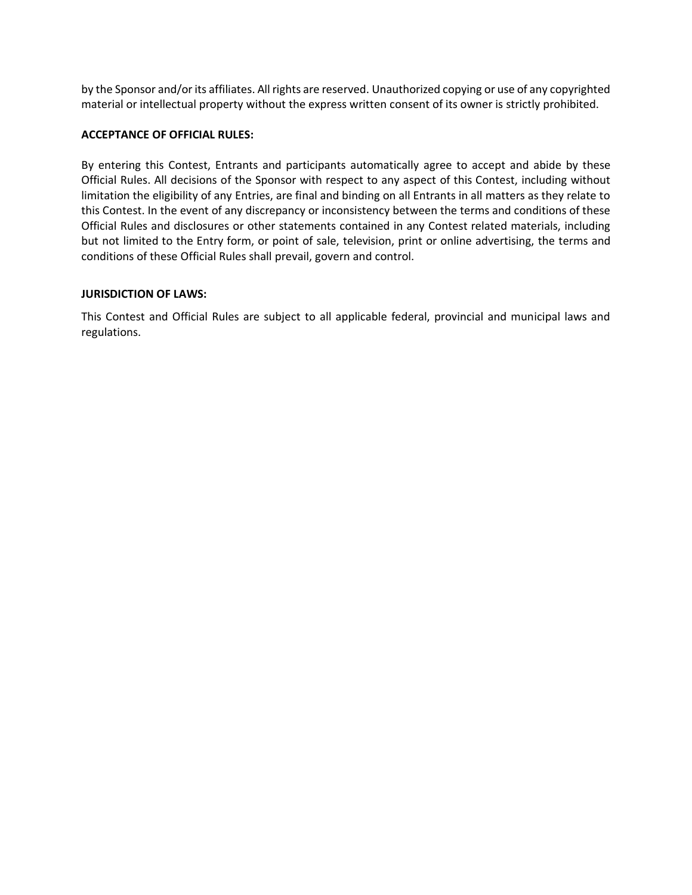by the Sponsor and/or its affiliates. All rights are reserved. Unauthorized copying or use of any copyrighted material or intellectual property without the express written consent of its owner is strictly prohibited.

**ACCEPTANCE OF OFFICIAL RULES:**

By entering this Contest, Entrants and participants automatically agree to accept and abide by these Official Rules. All decisions of the Sponsor with respect to any aspect of this Contest, including without limitation the eligibility of any Entries, are final and binding on all Entrants in all matters as they relate to this Contest. In the event of any discrepancy or inconsistency between the terms and conditions of these Official Rules and disclosures or other statements contained in any Contest related materials, including but not limited to the Entry form, or point of sale, television, print or online advertising, the terms and conditions of these Official Rules shall prevail, govern and control.

**JURISDICTION OF LAWS:**

This Contest and Official Rules are subject to all applicable federal, provincial and municipal laws and regulations.